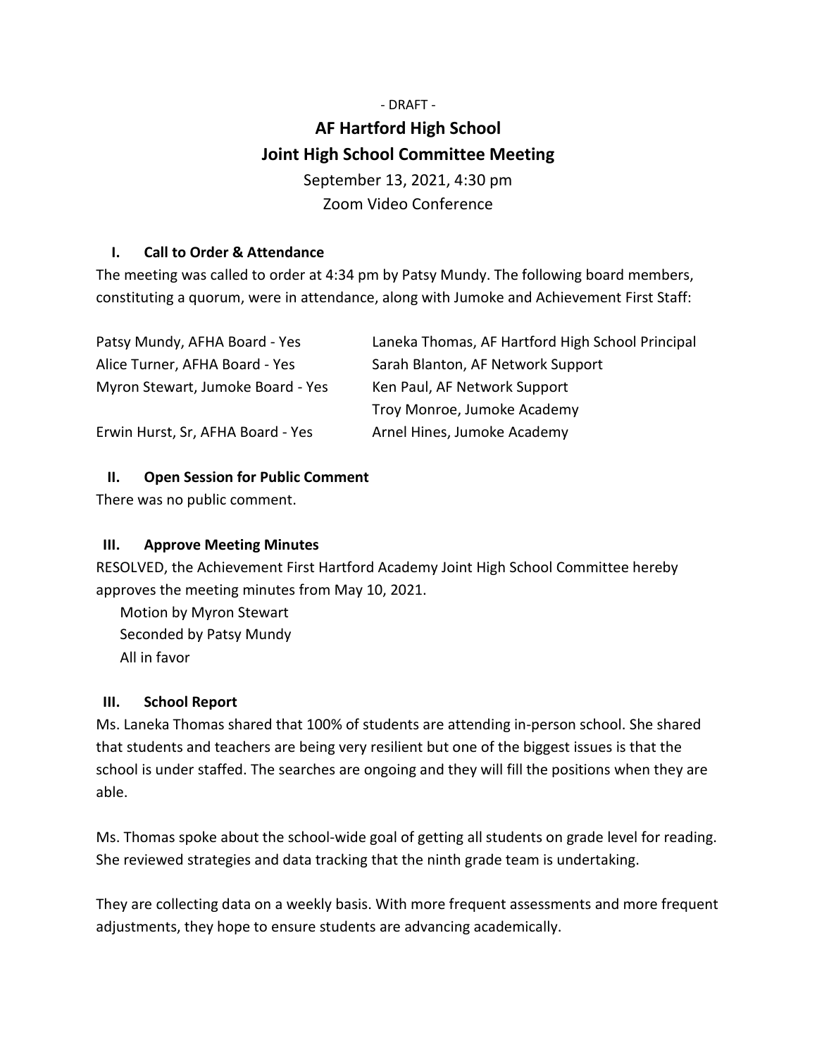- DRAFT -

# AF Hartford High School
# Joint High School Committee Meeting

September 13, 2021, 4:30 pm
Zoom Video Conference

## I. Call to Order & Attendance

The meeting was called to order at 4:34 pm by Patsy Mundy. The following board members, constituting a quorum, were in attendance, along with Jumoke and Achievement First Staff:

| | |
|---|---|
| Patsy Mundy, AFHA Board - Yes | Laneka Thomas, AF Hartford High School Principal |
| Alice Turner, AFHA Board - Yes | Sarah Blanton, AF Network Support |
| Myron Stewart, Jumoke Board - Yes | Ken Paul, AF Network Support |
| | Troy Monroe, Jumoke Academy |
| Erwin Hurst, Sr, AFHA Board - Yes | Arnel Hines, Jumoke Academy |

## II. Open Session for Public Comment

There was no public comment.

## III. Approve Meeting Minutes

RESOLVED, the Achievement First Hartford Academy Joint High School Committee hereby approves the meeting minutes from May 10, 2021.

Motion by Myron Stewart
Seconded by Patsy Mundy
All in favor

## III. School Report

Ms. Laneka Thomas shared that 100% of students are attending in-person school. She shared that students and teachers are being very resilient but one of the biggest issues is that the school is under staffed. The searches are ongoing and they will fill the positions when they are able.

Ms. Thomas spoke about the school-wide goal of getting all students on grade level for reading. She reviewed strategies and data tracking that the ninth grade team is undertaking.

They are collecting data on a weekly basis. With more frequent assessments and more frequent adjustments, they hope to ensure students are advancing academically.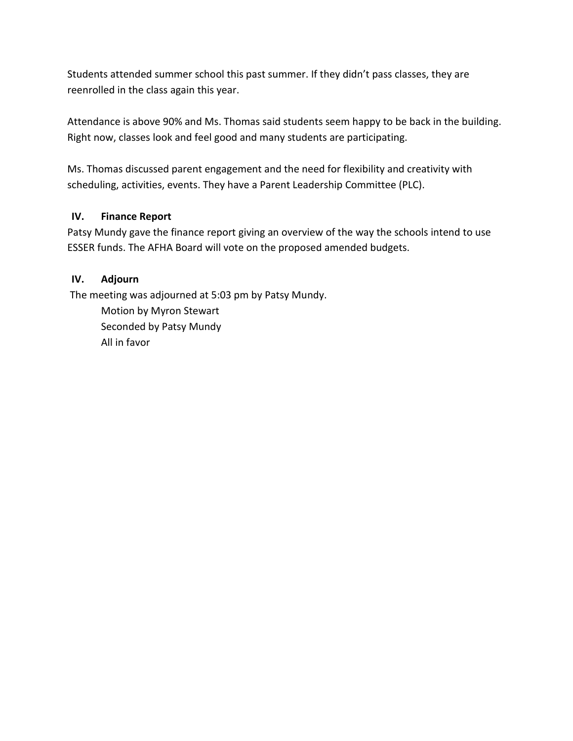Students attended summer school this past summer. If they didn't pass classes, they are reenrolled in the class again this year.

Attendance is above 90% and Ms. Thomas said students seem happy to be back in the building. Right now, classes look and feel good and many students are participating.

Ms. Thomas discussed parent engagement and the need for flexibility and creativity with scheduling, activities, events. They have a Parent Leadership Committee (PLC).

## IV. Finance Report

Patsy Mundy gave the finance report giving an overview of the way the schools intend to use ESSER funds. The AFHA Board will vote on the proposed amended budgets.

## IV. Adjourn

The meeting was adjourned at 5:03 pm by Patsy Mundy.

Motion by Myron Stewart
Seconded by Patsy Mundy
All in favor